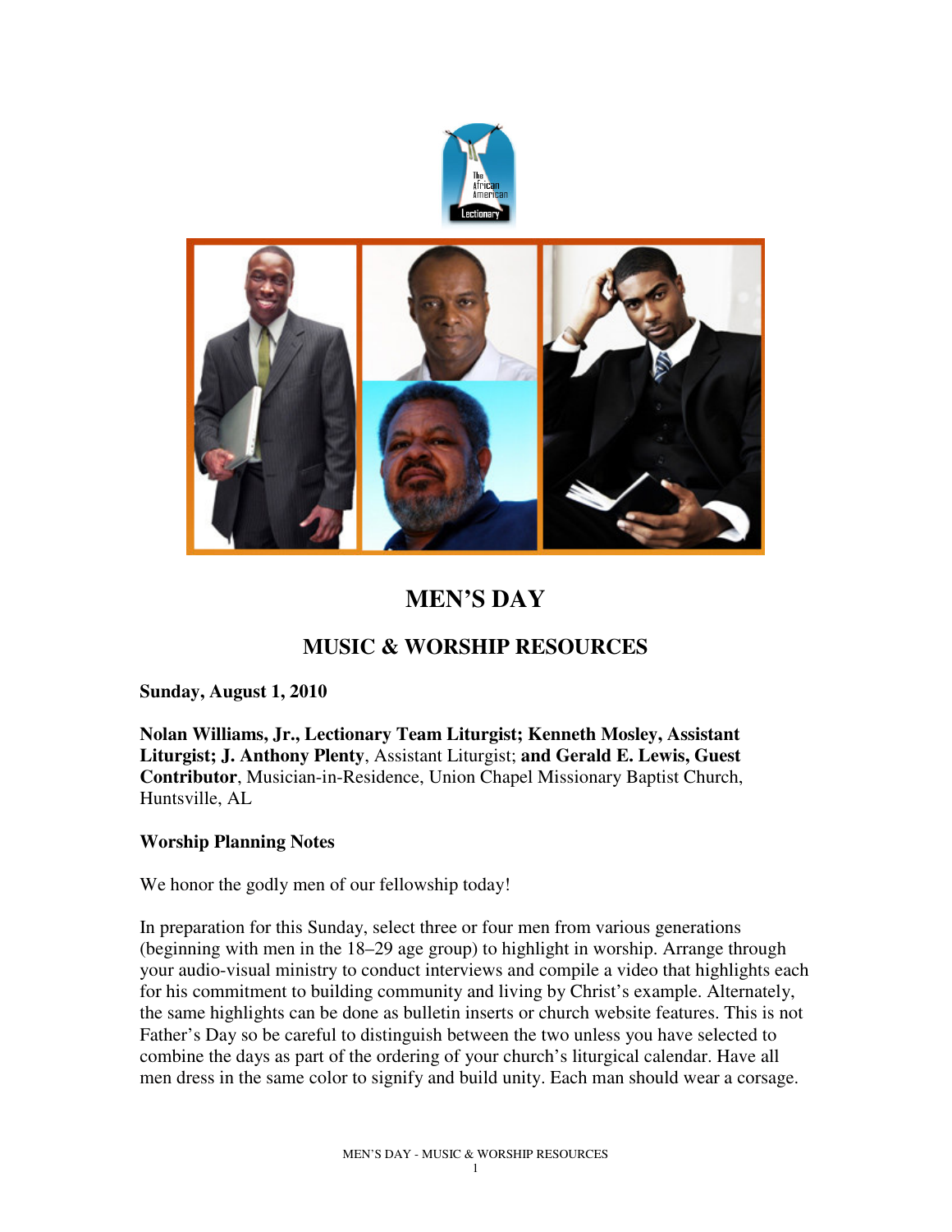# MEN'S DAY

## MUSIC & WORSHIP RESOURCES

**Sunday, August 1, 2010**

**Nolan Williams, Jr., Lectionary Team Liturgist; Kenneth Mosley, Assistant Liturgist; J. Anthony Plenty**, Assistant Liturgist; **and Gerald E. Lewis, Guest Contributor**, Musician-in-Residence, Union Chapel Missionary Baptist Church, Huntsville, AL

**Worship Planning Notes**

We honor the godly men of our fellowship today!

In preparation for this Sunday, select three or four men from various generations (beginning with men in the 18–29 age group) to highlight in worship. Arrange through your audio-visual ministry to conduct interviews and compile a video that highlights each for his commitment to building community and living by Christ's example. Alternately, the same highlights can be done as bulletin inserts or church website features. This is not Father's Day so be careful to distinguish between the two unless you have selected to combine the days as part of the ordering of your church's liturgical calendar. Have all men dress in the same color to signify and build unity. Each man should wear a corsage.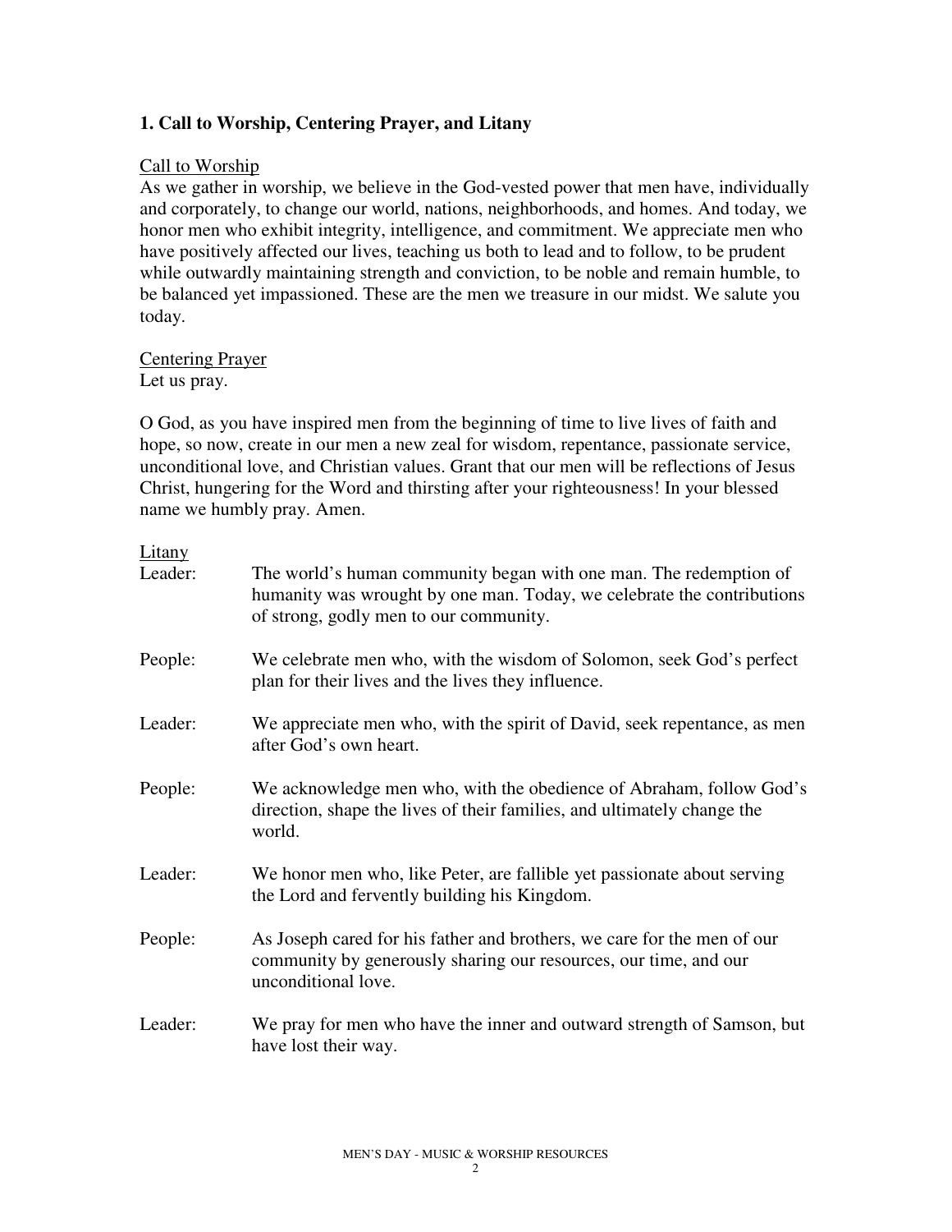### 1. Call to Worship, Centering Prayer, and Litany

Call to Worship

As we gather in worship, we believe in the God-vested power that men have, individually and corporately, to change our world, nations, neighborhoods, and homes. And today, we honor men who exhibit integrity, intelligence, and commitment. We appreciate men who have positively affected our lives, teaching us both to lead and to follow, to be prudent while outwardly maintaining strength and conviction, to be noble and remain humble, to be balanced yet impassioned. These are the men we treasure in our midst. We salute you today.

Centering Prayer

Let us pray.

O God, as you have inspired men from the beginning of time to live lives of faith and hope, so now, create in our men a new zeal for wisdom, repentance, passionate service, unconditional love, and Christian values. Grant that our men will be reflections of Jesus Christ, hungering for the Word and thirsting after your righteousness! In your blessed name we humbly pray. Amen.

Litany

Leader: The world's human community began with one man. The redemption of humanity was wrought by one man. Today, we celebrate the contributions of strong, godly men to our community.

People: We celebrate men who, with the wisdom of Solomon, seek God's perfect plan for their lives and the lives they influence.

Leader: We appreciate men who, with the spirit of David, seek repentance, as men after God's own heart.

People: We acknowledge men who, with the obedience of Abraham, follow God's direction, shape the lives of their families, and ultimately change the world.

Leader: We honor men who, like Peter, are fallible yet passionate about serving the Lord and fervently building his Kingdom.

People: As Joseph cared for his father and brothers, we care for the men of our community by generously sharing our resources, our time, and our unconditional love.

Leader: We pray for men who have the inner and outward strength of Samson, but have lost their way.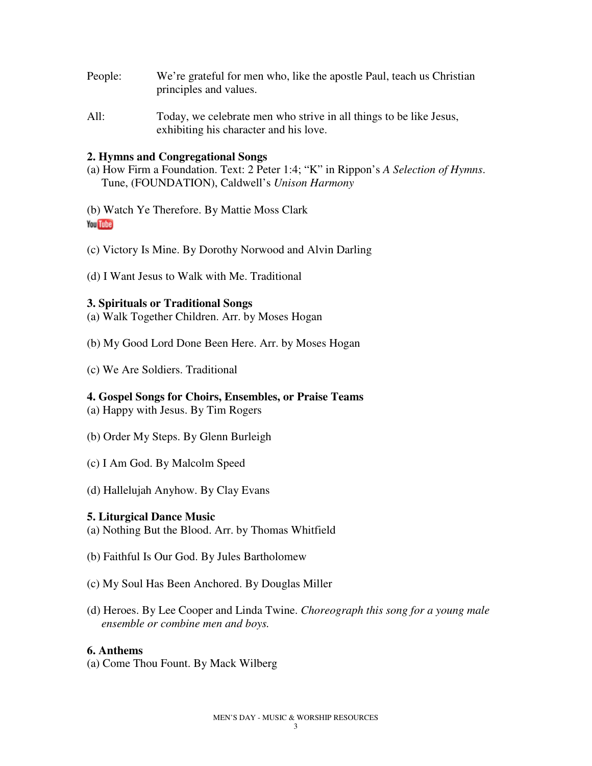People: We're grateful for men who, like the apostle Paul, teach us Christian principles and values.

All: Today, we celebrate men who strive in all things to be like Jesus, exhibiting his character and his love.

**2. Hymns and Congregational Songs**

(a) How Firm a Foundation. Text: 2 Peter 1:4; "K" in Rippon's *A Selection of Hymns*. Tune, (FOUNDATION), Caldwell's *Unison Harmony*

(b) Watch Ye Therefore. By Mattie Moss Clark

YouTube

(c) Victory Is Mine. By Dorothy Norwood and Alvin Darling

(d) I Want Jesus to Walk with Me. Traditional

**3. Spirituals or Traditional Songs**

(a) Walk Together Children. Arr. by Moses Hogan

(b) My Good Lord Done Been Here. Arr. by Moses Hogan

(c) We Are Soldiers. Traditional

**4. Gospel Songs for Choirs, Ensembles, or Praise Teams**

(a) Happy with Jesus. By Tim Rogers

(b) Order My Steps. By Glenn Burleigh

(c) I Am God. By Malcolm Speed

(d) Hallelujah Anyhow. By Clay Evans

**5. Liturgical Dance Music**

(a) Nothing But the Blood. Arr. by Thomas Whitfield

(b) Faithful Is Our God. By Jules Bartholomew

(c) My Soul Has Been Anchored. By Douglas Miller

(d) Heroes. By Lee Cooper and Linda Twine. *Choreograph this song for a young male ensemble or combine men and boys.*

**6. Anthems**

(a) Come Thou Fount. By Mack Wilberg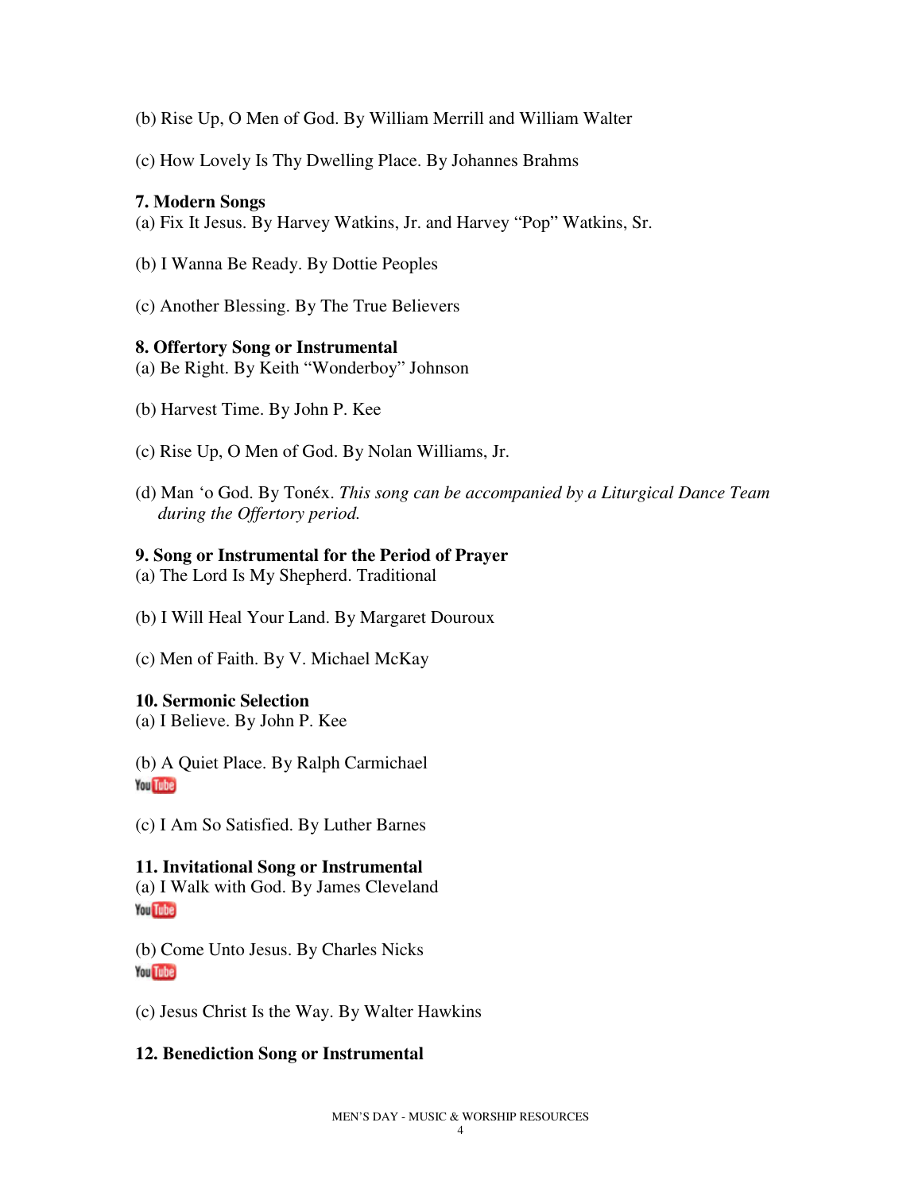(b) Rise Up, O Men of God. By William Merrill and William Walter

(c) How Lovely Is Thy Dwelling Place. By Johannes Brahms

**7. Modern Songs**

(a) Fix It Jesus. By Harvey Watkins, Jr. and Harvey "Pop" Watkins, Sr.

(b) I Wanna Be Ready. By Dottie Peoples

(c) Another Blessing. By The True Believers

**8. Offertory Song or Instrumental**

(a) Be Right. By Keith "Wonderboy" Johnson

(b) Harvest Time. By John P. Kee

(c) Rise Up, O Men of God. By Nolan Williams, Jr.

(d) Man 'o God. By Tonéx. *This song can be accompanied by a Liturgical Dance Team during the Offertory period.*

**9. Song or Instrumental for the Period of Prayer**

(a) The Lord Is My Shepherd. Traditional

(b) I Will Heal Your Land. By Margaret Douroux

(c) Men of Faith. By V. Michael McKay

**10. Sermonic Selection**

(a) I Believe. By John P. Kee

(b) A Quiet Place. By Ralph Carmichael
YouTube

(c) I Am So Satisfied. By Luther Barnes

**11. Invitational Song or Instrumental**

(a) I Walk with God. By James Cleveland
YouTube

(b) Come Unto Jesus. By Charles Nicks
YouTube

(c) Jesus Christ Is the Way. By Walter Hawkins

**12. Benediction Song or Instrumental**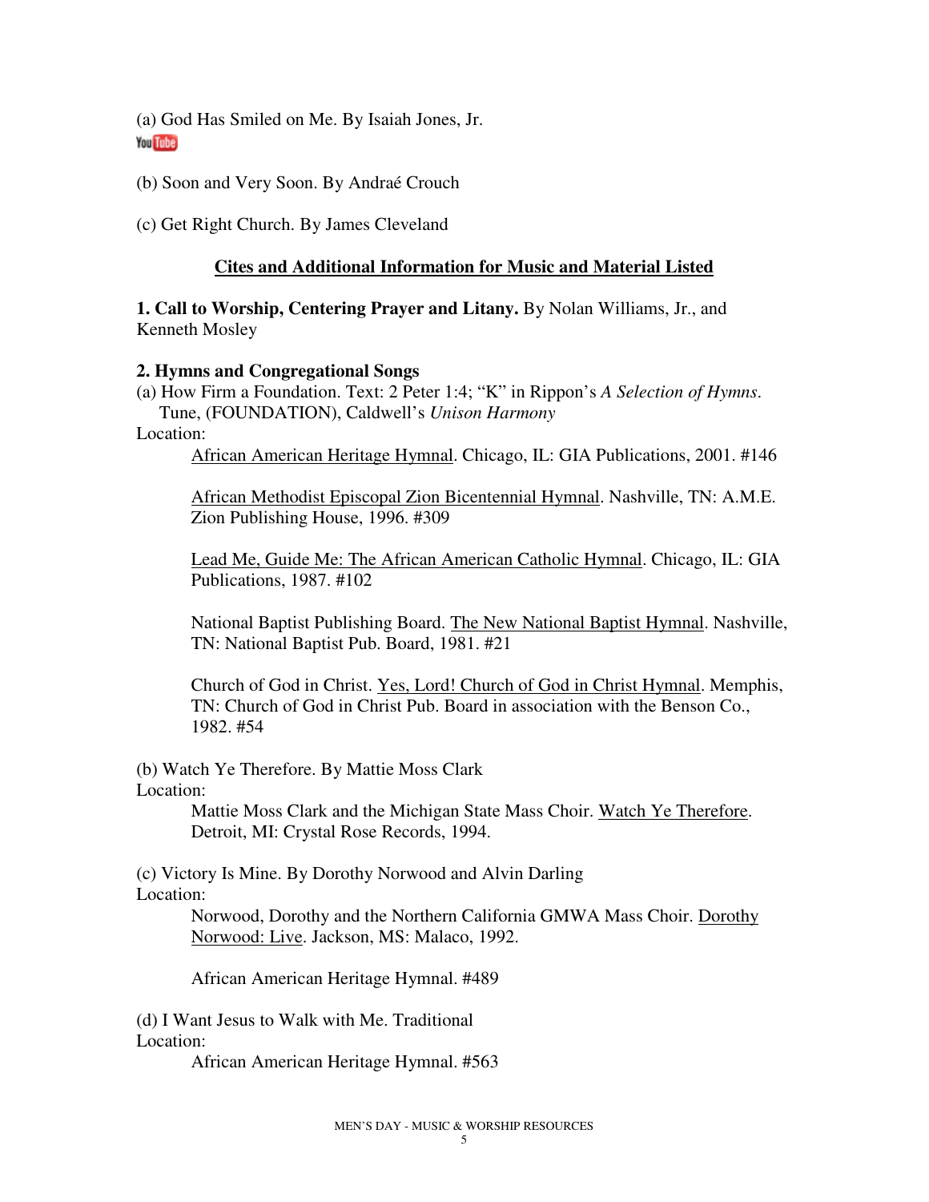(a) God Has Smiled on Me. By Isaiah Jones, Jr.

YouTube

(b) Soon and Very Soon. By Andraé Crouch

(c) Get Right Church. By James Cleveland

## Cites and Additional Information for Music and Material Listed

**1. Call to Worship, Centering Prayer and Litany.** By Nolan Williams, Jr., and Kenneth Mosley

**2. Hymns and Congregational Songs**

(a) How Firm a Foundation. Text: 2 Peter 1:4; "K" in Rippon's *A Selection of Hymns*. Tune, (FOUNDATION), Caldwell's *Unison Harmony*

Location:

African American Heritage Hymnal. Chicago, IL: GIA Publications, 2001. #146

African Methodist Episcopal Zion Bicentennial Hymnal. Nashville, TN: A.M.E. Zion Publishing House, 1996. #309

Lead Me, Guide Me: The African American Catholic Hymnal. Chicago, IL: GIA Publications, 1987. #102

National Baptist Publishing Board. The New National Baptist Hymnal. Nashville, TN: National Baptist Pub. Board, 1981. #21

Church of God in Christ. Yes, Lord! Church of God in Christ Hymnal. Memphis, TN: Church of God in Christ Pub. Board in association with the Benson Co., 1982. #54

(b) Watch Ye Therefore. By Mattie Moss Clark

Location:

Mattie Moss Clark and the Michigan State Mass Choir. Watch Ye Therefore. Detroit, MI: Crystal Rose Records, 1994.

(c) Victory Is Mine. By Dorothy Norwood and Alvin Darling

Location:

Norwood, Dorothy and the Northern California GMWA Mass Choir. Dorothy Norwood: Live. Jackson, MS: Malaco, 1992.

African American Heritage Hymnal. #489

(d) I Want Jesus to Walk with Me. Traditional

Location:

African American Heritage Hymnal. #563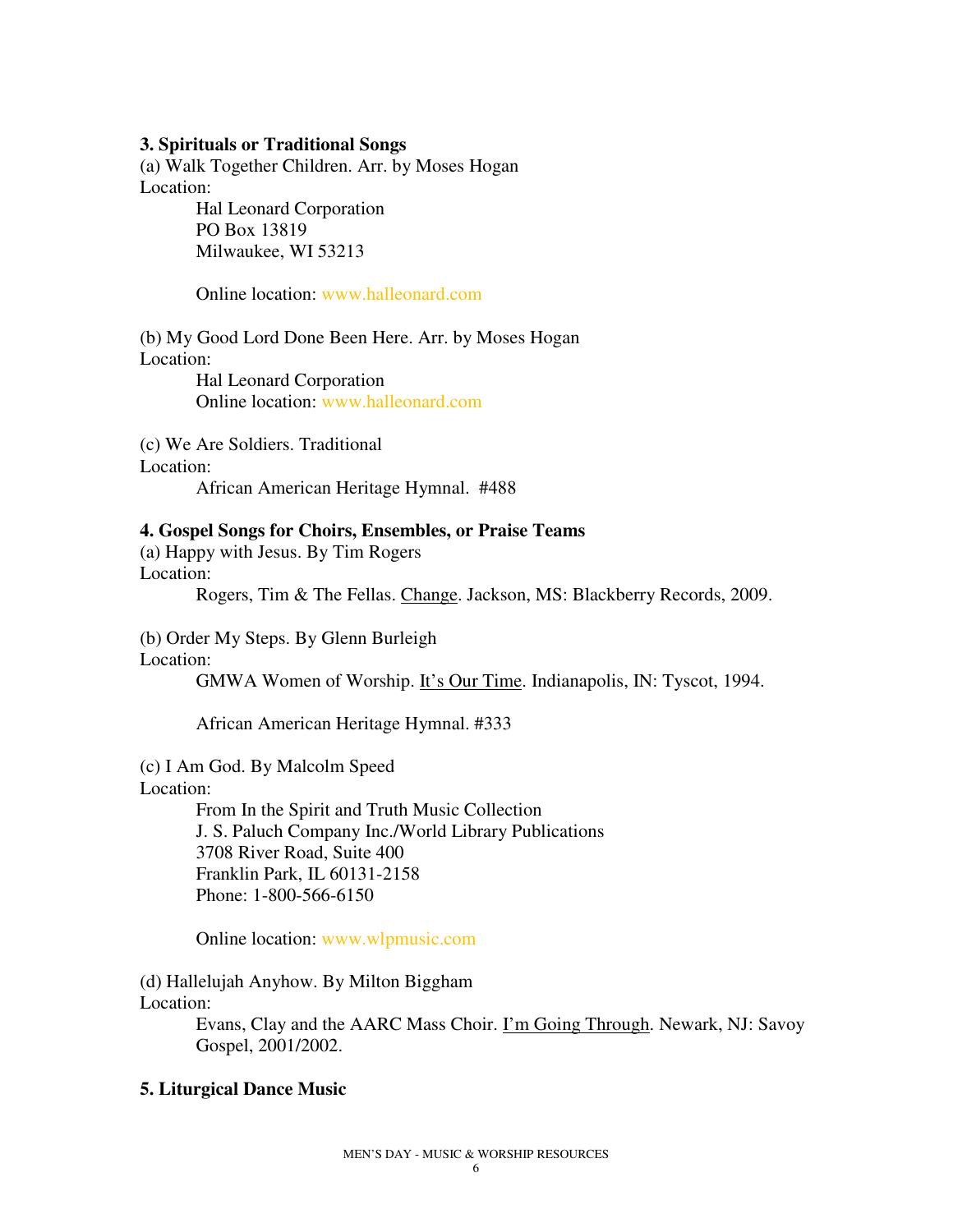**3. Spirituals or Traditional Songs**

(a) Walk Together Children. Arr. by Moses Hogan

Location:

> Hal Leonard Corporation
> PO Box 13819
> Milwaukee, WI 53213
>
> Online location: www.halleonard.com

(b) My Good Lord Done Been Here. Arr. by Moses Hogan

Location:

> Hal Leonard Corporation
> Online location: www.halleonard.com

(c) We Are Soldiers. Traditional

Location:

> African American Heritage Hymnal. #488

**4. Gospel Songs for Choirs, Ensembles, or Praise Teams**

(a) Happy with Jesus. By Tim Rogers

Location:

> Rogers, Tim & The Fellas. Change. Jackson, MS: Blackberry Records, 2009.

(b) Order My Steps. By Glenn Burleigh

Location:

> GMWA Women of Worship. It's Our Time. Indianapolis, IN: Tyscot, 1994.
>
> African American Heritage Hymnal. #333

(c) I Am God. By Malcolm Speed

Location:

> From In the Spirit and Truth Music Collection
> J. S. Paluch Company Inc./World Library Publications
> 3708 River Road, Suite 400
> Franklin Park, IL 60131-2158
> Phone: 1-800-566-6150
>
> Online location: www.wlpmusic.com

(d) Hallelujah Anyhow. By Milton Biggham

Location:

> Evans, Clay and the AARC Mass Choir. I'm Going Through. Newark, NJ: Savoy Gospel, 2001/2002.

**5. Liturgical Dance Music**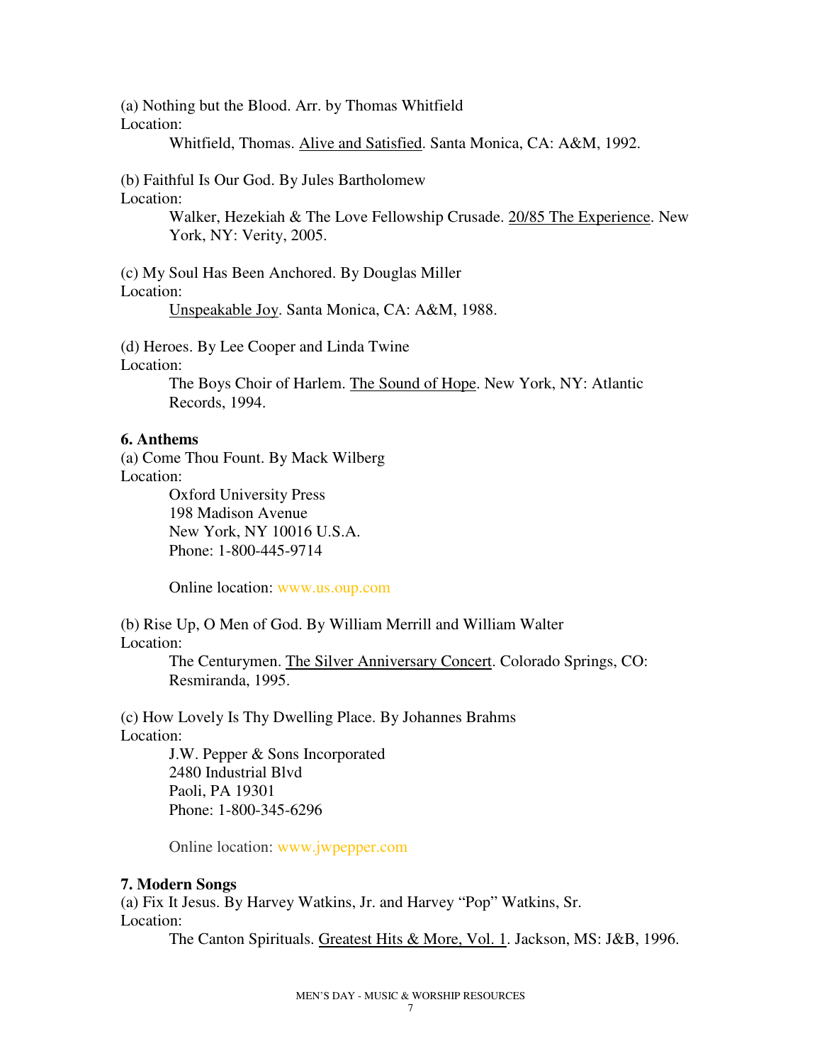(a) Nothing but the Blood. Arr. by Thomas Whitfield
Location:

Whitfield, Thomas. Alive and Satisfied. Santa Monica, CA: A&M, 1992.

(b) Faithful Is Our God. By Jules Bartholomew
Location:

Walker, Hezekiah & The Love Fellowship Crusade. 20/85 The Experience. New York, NY: Verity, 2005.

(c) My Soul Has Been Anchored. By Douglas Miller
Location:

Unspeakable Joy. Santa Monica, CA: A&M, 1988.

(d) Heroes. By Lee Cooper and Linda Twine
Location:

The Boys Choir of Harlem. The Sound of Hope. New York, NY: Atlantic Records, 1994.

**6. Anthems**

(a) Come Thou Fount. By Mack Wilberg
Location:

Oxford University Press
198 Madison Avenue
New York, NY 10016 U.S.A.
Phone: 1-800-445-9714

Online location: www.us.oup.com

(b) Rise Up, O Men of God. By William Merrill and William Walter
Location:

The Centurymen. The Silver Anniversary Concert. Colorado Springs, CO: Resmiranda, 1995.

(c) How Lovely Is Thy Dwelling Place. By Johannes Brahms
Location:

J.W. Pepper & Sons Incorporated
2480 Industrial Blvd
Paoli, PA 19301
Phone: 1-800-345-6296

Online location: www.jwpepper.com

**7. Modern Songs**

(a) Fix It Jesus. By Harvey Watkins, Jr. and Harvey "Pop" Watkins, Sr.
Location:

The Canton Spirituals. Greatest Hits & More, Vol. 1. Jackson, MS: J&B, 1996.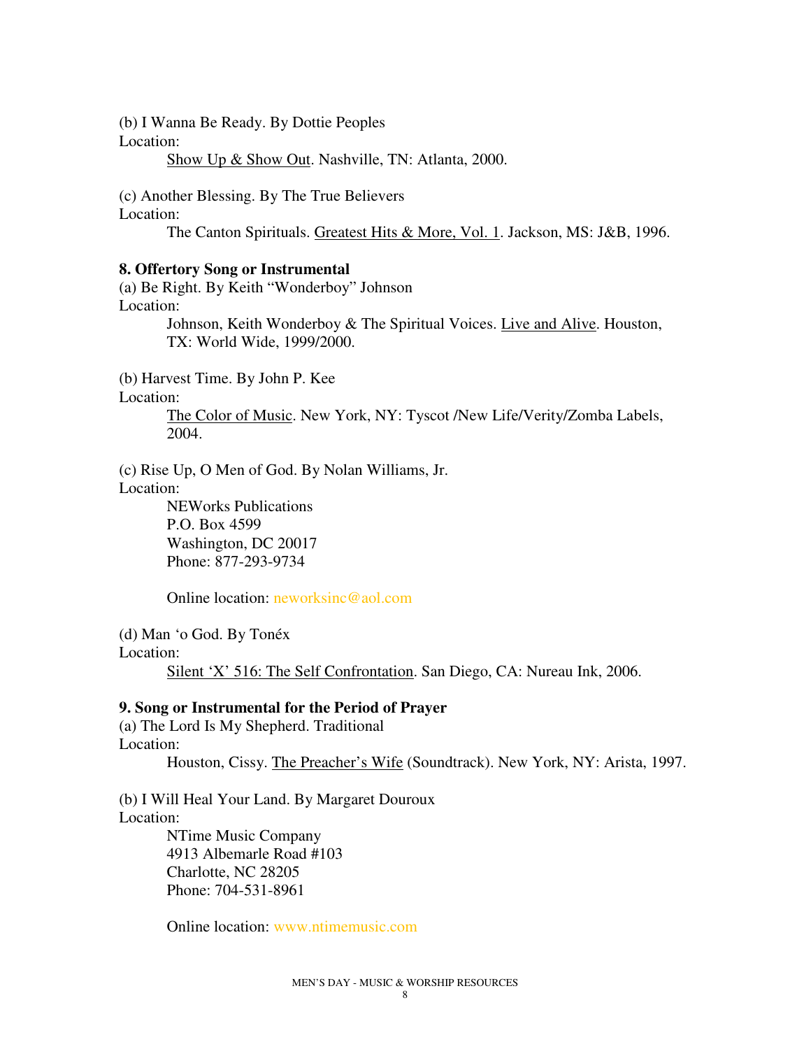(b) I Wanna Be Ready. By Dottie Peoples
Location:
Show Up & Show Out. Nashville, TN: Atlanta, 2000.

(c) Another Blessing. By The True Believers
Location:
The Canton Spirituals. Greatest Hits & More, Vol. 1. Jackson, MS: J&B, 1996.

**8. Offertory Song or Instrumental**

(a) Be Right. By Keith "Wonderboy" Johnson
Location:
Johnson, Keith Wonderboy & The Spiritual Voices. Live and Alive. Houston, TX: World Wide, 1999/2000.

(b) Harvest Time. By John P. Kee
Location:
The Color of Music. New York, NY: Tyscot /New Life/Verity/Zomba Labels, 2004.

(c) Rise Up, O Men of God. By Nolan Williams, Jr.
Location:
NEWorks Publications
P.O. Box 4599
Washington, DC 20017
Phone: 877-293-9734

Online location: neworksinc@aol.com

(d) Man 'o God. By Tonéx
Location:
Silent 'X' 516: The Self Confrontation. San Diego, CA: Nureau Ink, 2006.

**9. Song or Instrumental for the Period of Prayer**

(a) The Lord Is My Shepherd. Traditional
Location:
Houston, Cissy. The Preacher's Wife (Soundtrack). New York, NY: Arista, 1997.

(b) I Will Heal Your Land. By Margaret Douroux
Location:
NTime Music Company
4913 Albemarle Road #103
Charlotte, NC 28205
Phone: 704-531-8961

Online location: www.ntimemusic.com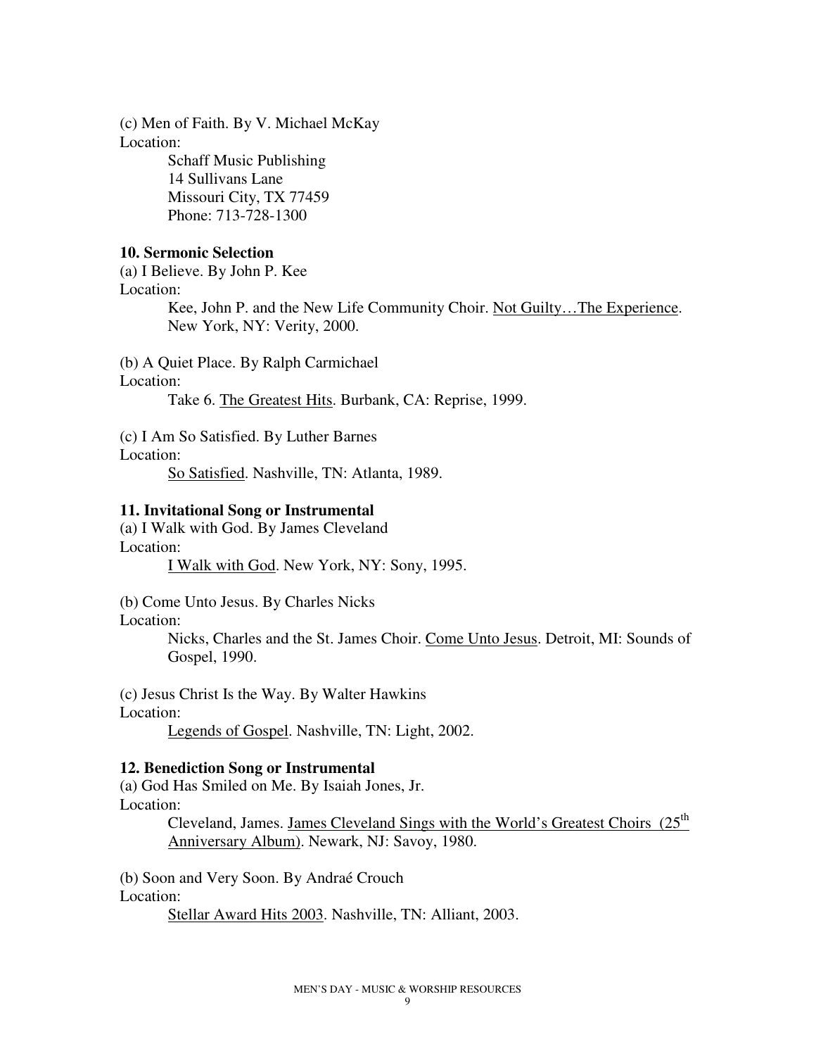(c) Men of Faith. By V. Michael McKay
Location:

> Schaff Music Publishing
> 14 Sullivans Lane
> Missouri City, TX 77459
> Phone: 713-728-1300

**10. Sermonic Selection**

(a) I Believe. By John P. Kee
Location:

> Kee, John P. and the New Life Community Choir. <u>Not Guilty…The Experience</u>. New York, NY: Verity, 2000.

(b) A Quiet Place. By Ralph Carmichael
Location:

> Take 6. <u>The Greatest Hits</u>. Burbank, CA: Reprise, 1999.

(c) I Am So Satisfied. By Luther Barnes
Location:

> <u>So Satisfied</u>. Nashville, TN: Atlanta, 1989.

**11. Invitational Song or Instrumental**

(a) I Walk with God. By James Cleveland
Location:

> <u>I Walk with God</u>. New York, NY: Sony, 1995.

(b) Come Unto Jesus. By Charles Nicks
Location:

> Nicks, Charles and the St. James Choir. <u>Come Unto Jesus</u>. Detroit, MI: Sounds of Gospel, 1990.

(c) Jesus Christ Is the Way. By Walter Hawkins
Location:

> <u>Legends of Gospel</u>. Nashville, TN: Light, 2002.

**12. Benediction Song or Instrumental**

(a) God Has Smiled on Me. By Isaiah Jones, Jr.
Location:

> Cleveland, James. <u>James Cleveland Sings with the World's Greatest Choirs (25th Anniversary Album)</u>. Newark, NJ: Savoy, 1980.

(b) Soon and Very Soon. By Andraé Crouch
Location:

> <u>Stellar Award Hits 2003</u>. Nashville, TN: Alliant, 2003.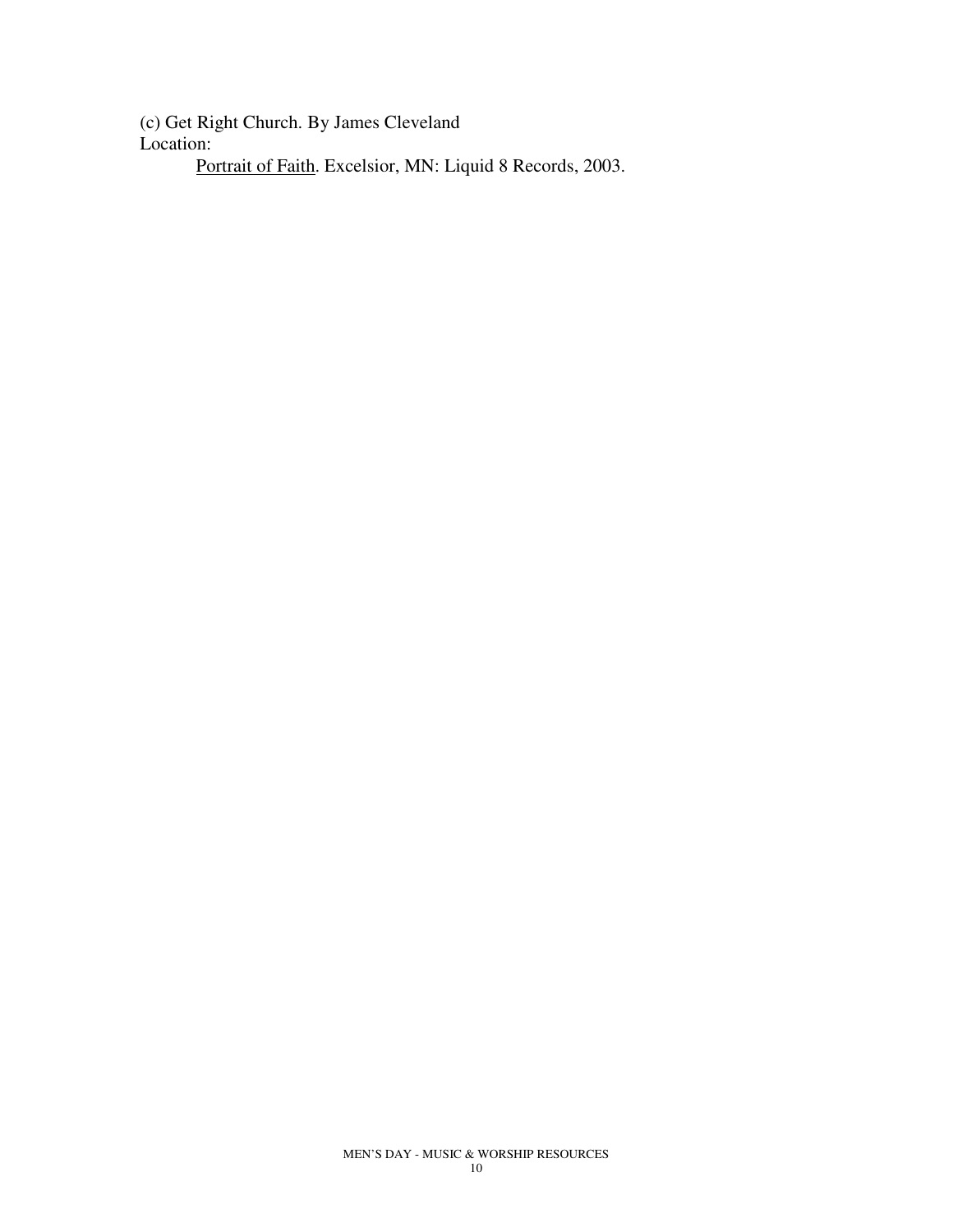(c) Get Right Church. By James Cleveland
Location:

Portrait of Faith. Excelsior, MN: Liquid 8 Records, 2003.